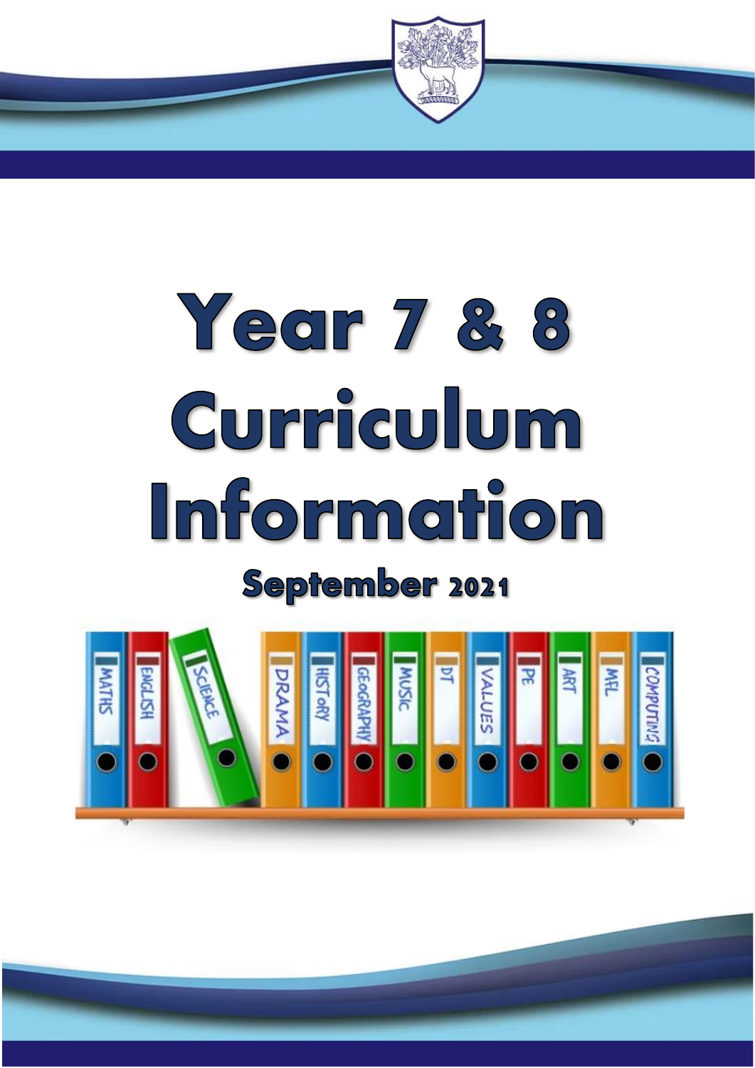# Year 7 & 8 Curriculum Information

## September 2021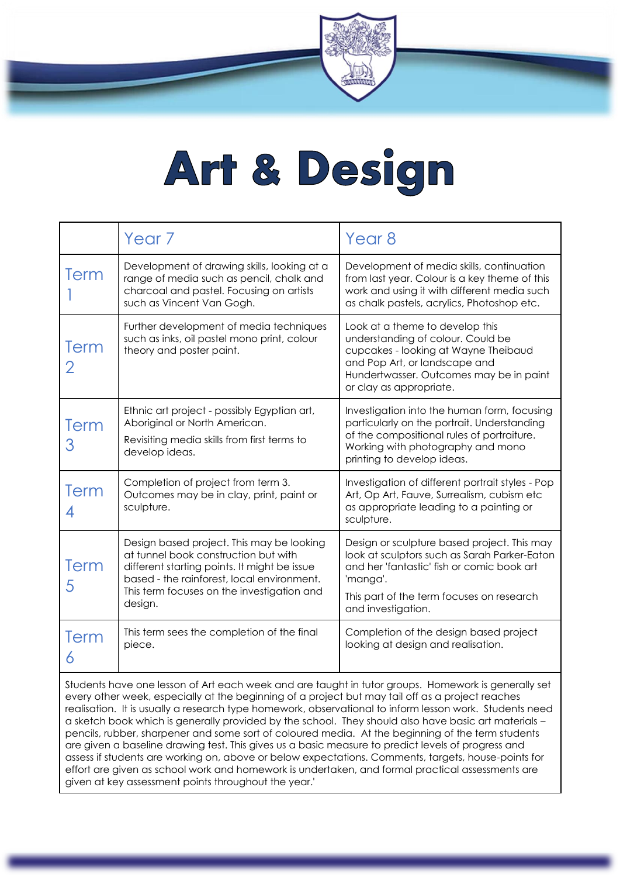# Art & Design

| | Year 7 | Year 8 |
|---|---|---|
| Term 1 | Development of drawing skills, looking at a range of media such as pencil, chalk and charcoal and pastel. Focusing on artists such as Vincent Van Gogh. | Development of media skills, continuation from last year. Colour is a key theme of this work and using it with different media such as chalk pastels, acrylics, Photoshop etc. |
| Term 2 | Further development of media techniques such as inks, oil pastel mono print, colour theory and poster paint. | Look at a theme to develop this understanding of colour. Could be cupcakes - looking at Wayne Theibaud and Pop Art, or landscape and Hundertwasser. Outcomes may be in paint or clay as appropriate. |
| Term 3 | Ethnic art project - possibly Egyptian art, Aboriginal or North American.<br><br>Revisiting media skills from first terms to develop ideas. | Investigation into the human form, focusing particularly on the portrait. Understanding of the compositional rules of portraiture. Working with photography and mono printing to develop ideas. |
| Term 4 | Completion of project from term 3. Outcomes may be in clay, print, paint or sculpture. | Investigation of different portrait styles - Pop Art, Op Art, Fauve, Surrealism, cubism etc as appropriate leading to a painting or sculpture. |
| Term 5 | Design based project. This may be looking at tunnel book construction but with different starting points. It might be issue based - the rainforest, local environment. This term focuses on the investigation and design. | Design or sculpture based project. This may look at sculptors such as Sarah Parker-Eaton and her 'fantastic' fish or comic book art 'manga'.<br><br>This part of the term focuses on research and investigation. |
| Term 6 | This term sees the completion of the final piece. | Completion of the design based project looking at design and realisation. |

Students have one lesson of Art each week and are taught in tutor groups. Homework is generally set every other week, especially at the beginning of a project but may tail off as a project reaches realisation. It is usually a research type homework, observational to inform lesson work. Students need a sketch book which is generally provided by the school. They should also have basic art materials – pencils, rubber, sharpener and some sort of coloured media. At the beginning of the term students are given a baseline drawing test. This gives us a basic measure to predict levels of progress and assess if students are working on, above or below expectations. Comments, targets, house-points for effort are given as school work and homework is undertaken, and formal practical assessments are given at key assessment points throughout the year.'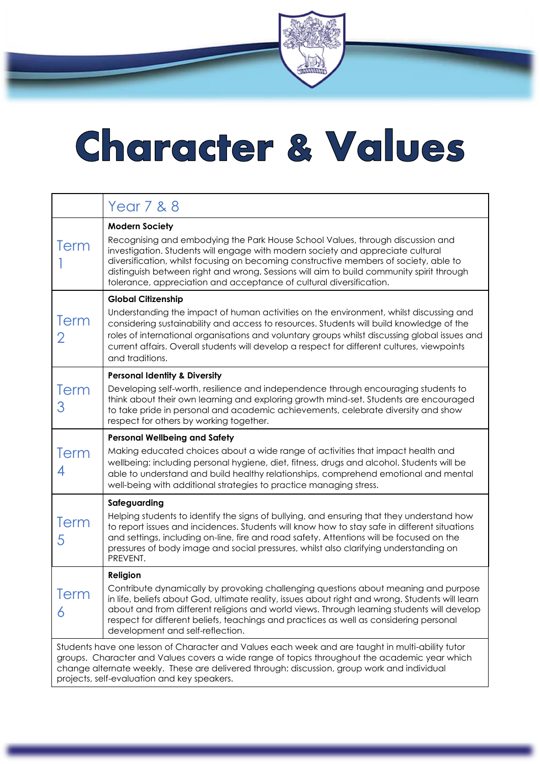# Character & Values

| | Year 7 & 8 |
|---|---|
| Term 1 | **Modern Society**<br>Recognising and embodying the Park House School Values, through discussion and investigation. Students will engage with modern society and appreciate cultural diversification, whilst focusing on becoming constructive members of society, able to distinguish between right and wrong. Sessions will aim to build community spirit through tolerance, appreciation and acceptance of cultural diversification. |
| Term 2 | **Global Citizenship**<br>Understanding the impact of human activities on the environment, whilst discussing and considering sustainability and access to resources. Students will build knowledge of the roles of international organisations and voluntary groups whilst discussing global issues and current affairs. Overall students will develop a respect for different cultures, viewpoints and traditions. |
| Term 3 | **Personal Identity & Diversity**<br>Developing self-worth, resilience and independence through encouraging students to think about their own learning and exploring growth mind-set. Students are encouraged to take pride in personal and academic achievements, celebrate diversity and show respect for others by working together. |
| Term 4 | **Personal Wellbeing and Safety**<br>Making educated choices about a wide range of activities that impact health and wellbeing: including personal hygiene, diet, fitness, drugs and alcohol. Students will be able to understand and build healthy relationships, comprehend emotional and mental well-being with additional strategies to practice managing stress. |
| Term 5 | **Safeguarding**<br>Helping students to identify the signs of bullying, and ensuring that they understand how to report issues and incidences. Students will know how to stay safe in different situations and settings, including on-line, fire and road safety. Attentions will be focused on the pressures of body image and social pressures, whilst also clarifying understanding on PREVENT. |
| Term 6 | **Religion**<br>Contribute dynamically by provoking challenging questions about meaning and purpose in life, beliefs about God, ultimate reality, issues about right and wrong. Students will learn about and from different religions and world views. Through learning students will develop respect for different beliefs, teachings and practices as well as considering personal development and self-reflection. |

Students have one lesson of Character and Values each week and are taught in multi-ability tutor groups. Character and Values covers a wide range of topics throughout the academic year which change alternate weekly. These are delivered through: discussion, group work and individual projects, self-evaluation and key speakers.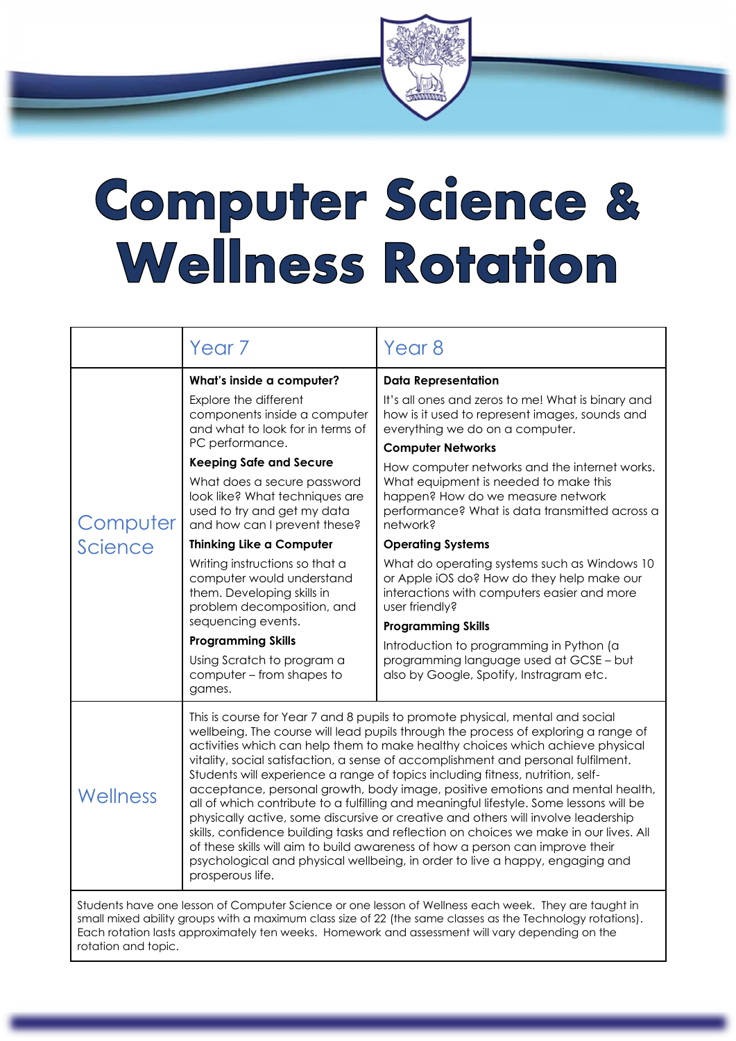# Computer Science & Wellness Rotation

| | Year 7 | Year 8 |
|---|---|---|
| Computer Science | **What's inside a computer?** Explore the different components inside a computer and what to look for in terms of PC performance. **Keeping Safe and Secure** What does a secure password look like? What techniques are used to try and get my data and how can I prevent these? **Thinking Like a Computer** Writing instructions so that a computer would understand them. Developing skills in problem decomposition, and sequencing events. **Programming Skills** Using Scratch to program a computer – from shapes to games. | **Data Representation** It's all ones and zeros to me! What is binary and how is it used to represent images, sounds and everything we do on a computer. **Computer Networks** How computer networks and the internet works. What equipment is needed to make this happen? How do we measure network performance? What is data transmitted across a network? **Operating Systems** What do operating systems such as Windows 10 or Apple iOS do? How do they help make our interactions with computers easier and more user friendly? **Programming Skills** Introduction to programming in Python (a programming language used at GCSE – but also by Google, Spotify, Instragram etc. |
| Wellness | This is course for Year 7 and 8 pupils to promote physical, mental and social wellbeing. The course will lead pupils through the process of exploring a range of activities which can help them to make healthy choices which achieve physical vitality, social satisfaction, a sense of accomplishment and personal fulfilment. Students will experience a range of topics including fitness, nutrition, self-acceptance, personal growth, body image, positive emotions and mental health, all of which contribute to a fulfilling and meaningful lifestyle. Some lessons will be physically active, some discursive or creative and others will involve leadership skills, confidence building tasks and reflection on choices we make in our lives. All of these skills will aim to build awareness of how a person can improve their psychological and physical wellbeing, in order to live a happy, engaging and prosperous life. | |

Students have one lesson of Computer Science or one lesson of Wellness each week. They are taught in small mixed ability groups with a maximum class size of 22 (the same classes as the Technology rotations). Each rotation lasts approximately ten weeks. Homework and assessment will vary depending on the rotation and topic.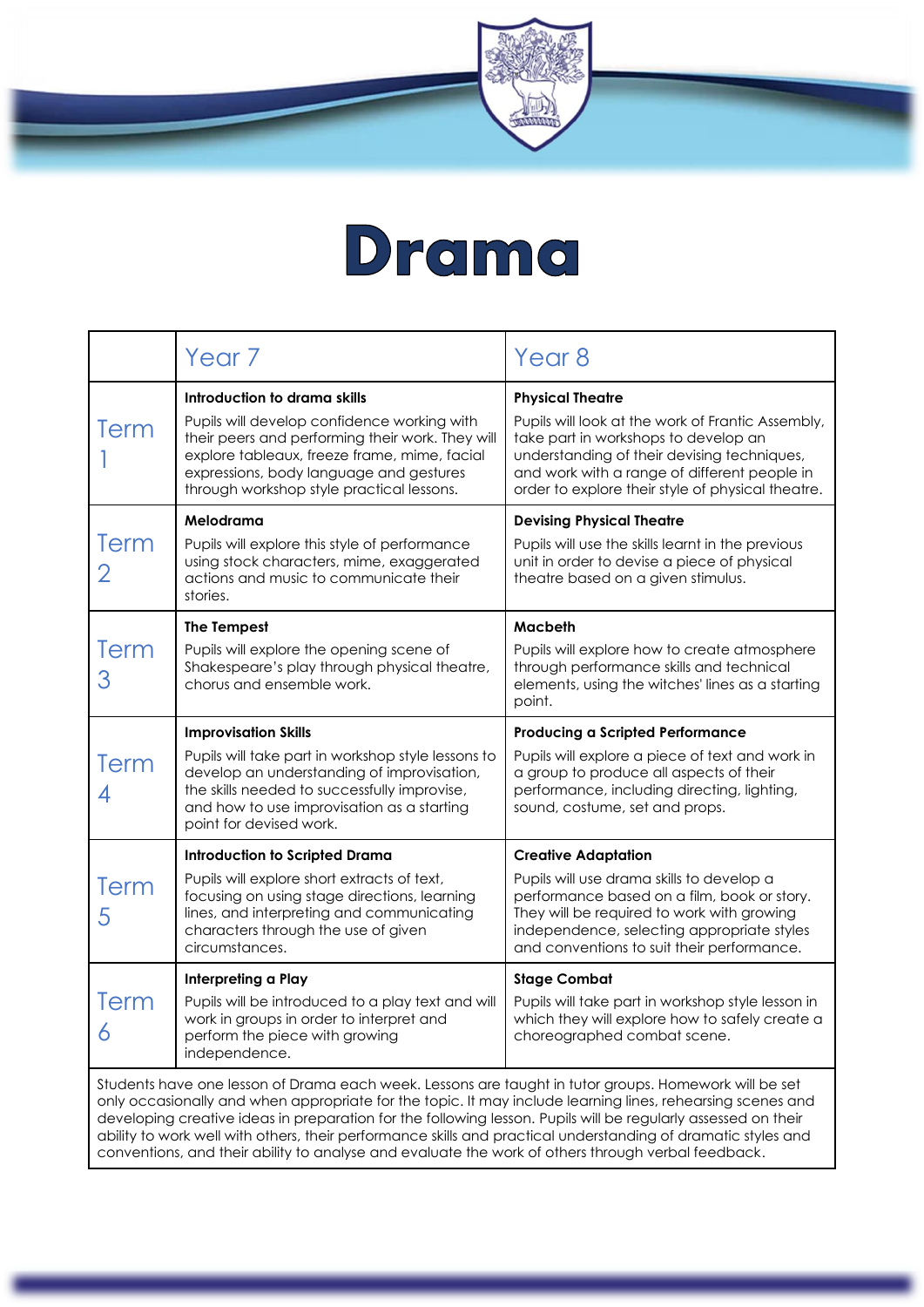# Drama

| | Year 7 | Year 8 |
|---|---|---|
| Term 1 | **Introduction to drama skills**<br>Pupils will develop confidence working with their peers and performing their work. They will explore tableaux, freeze frame, mime, facial expressions, body language and gestures through workshop style practical lessons. | **Physical Theatre**<br>Pupils will look at the work of Frantic Assembly, take part in workshops to develop an understanding of their devising techniques, and work with a range of different people in order to explore their style of physical theatre. |
| Term 2 | **Melodrama**<br>Pupils will explore this style of performance using stock characters, mime, exaggerated actions and music to communicate their stories. | **Devising Physical Theatre**<br>Pupils will use the skills learnt in the previous unit in order to devise a piece of physical theatre based on a given stimulus. |
| Term 3 | **The Tempest**<br>Pupils will explore the opening scene of Shakespeare's play through physical theatre, chorus and ensemble work. | **Macbeth**<br>Pupils will explore how to create atmosphere through performance skills and technical elements, using the witches' lines as a starting point. |
| Term 4 | **Improvisation Skills**<br>Pupils will take part in workshop style lessons to develop an understanding of improvisation, the skills needed to successfully improvise, and how to use improvisation as a starting point for devised work. | **Producing a Scripted Performance**<br>Pupils will explore a piece of text and work in a group to produce all aspects of their performance, including directing, lighting, sound, costume, set and props. |
| Term 5 | **Introduction to Scripted Drama**<br>Pupils will explore short extracts of text, focusing on using stage directions, learning lines, and interpreting and communicating characters through the use of given circumstances. | **Creative Adaptation**<br>Pupils will use drama skills to develop a performance based on a film, book or story. They will be required to work with growing independence, selecting appropriate styles and conventions to suit their performance. |
| Term 6 | **Interpreting a Play**<br>Pupils will be introduced to a play text and will work in groups in order to interpret and perform the piece with growing independence. | **Stage Combat**<br>Pupils will take part in workshop style lesson in which they will explore how to safely create a choreographed combat scene. |
| Students have one lesson of Drama each week. Lessons are taught in tutor groups. Homework will be set only occasionally and when appropriate for the topic. It may include learning lines, rehearsing scenes and developing creative ideas in preparation for the following lesson. Pupils will be regularly assessed on their ability to work well with others, their performance skills and practical understanding of dramatic styles and conventions, and their ability to analyse and evaluate the work of others through verbal feedback. | | |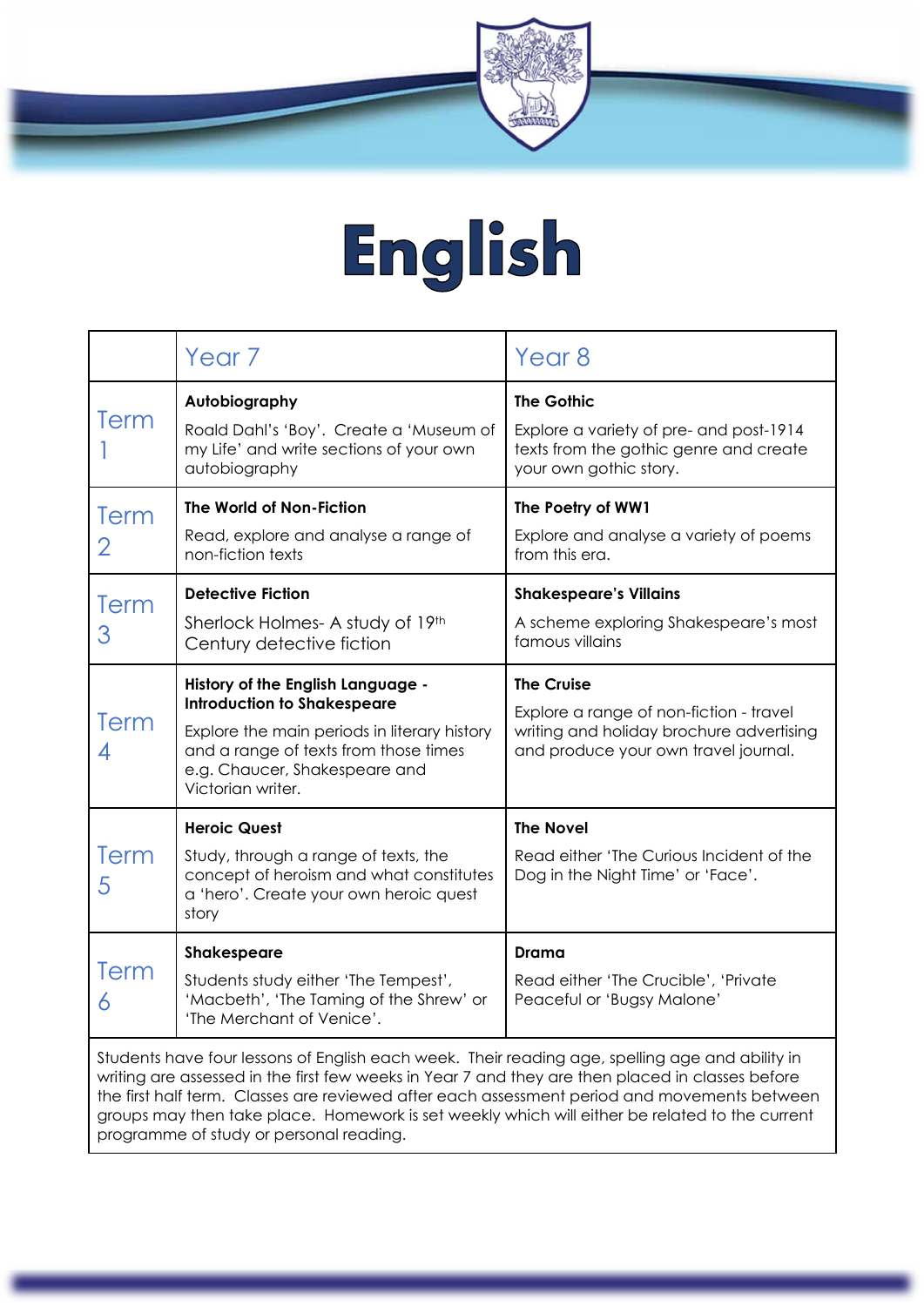# English

| | Year 7 | Year 8 |
|---|---|---|
| Term 1 | **Autobiography**<br>Roald Dahl's 'Boy'. Create a 'Museum of my Life' and write sections of your own autobiography | **The Gothic**<br>Explore a variety of pre- and post-1914 texts from the gothic genre and create your own gothic story. |
| Term 2 | **The World of Non-Fiction**<br>Read, explore and analyse a range of non-fiction texts | **The Poetry of WW1**<br>Explore and analyse a variety of poems from this era. |
| Term 3 | **Detective Fiction**<br>Sherlock Holmes- A study of 19th Century detective fiction | **Shakespeare's Villains**<br>A scheme exploring Shakespeare's most famous villains |
| Term 4 | **History of the English Language - Introduction to Shakespeare**<br>Explore the main periods in literary history and a range of texts from those times e.g. Chaucer, Shakespeare and Victorian writer. | **The Cruise**<br>Explore a range of non-fiction - travel writing and holiday brochure advertising and produce your own travel journal. |
| Term 5 | **Heroic Quest**<br>Study, through a range of texts, the concept of heroism and what constitutes a 'hero'. Create your own heroic quest story | **The Novel**<br>Read either 'The Curious Incident of the Dog in the Night Time' or 'Face'. |
| Term 6 | **Shakespeare**<br>Students study either 'The Tempest', 'Macbeth', 'The Taming of the Shrew' or 'The Merchant of Venice'. | **Drama**<br>Read either 'The Crucible', 'Private Peaceful or 'Bugsy Malone' |

Students have four lessons of English each week. Their reading age, spelling age and ability in writing are assessed in the first few weeks in Year 7 and they are then placed in classes before the first half term. Classes are reviewed after each assessment period and movements between groups may then take place. Homework is set weekly which will either be related to the current programme of study or personal reading.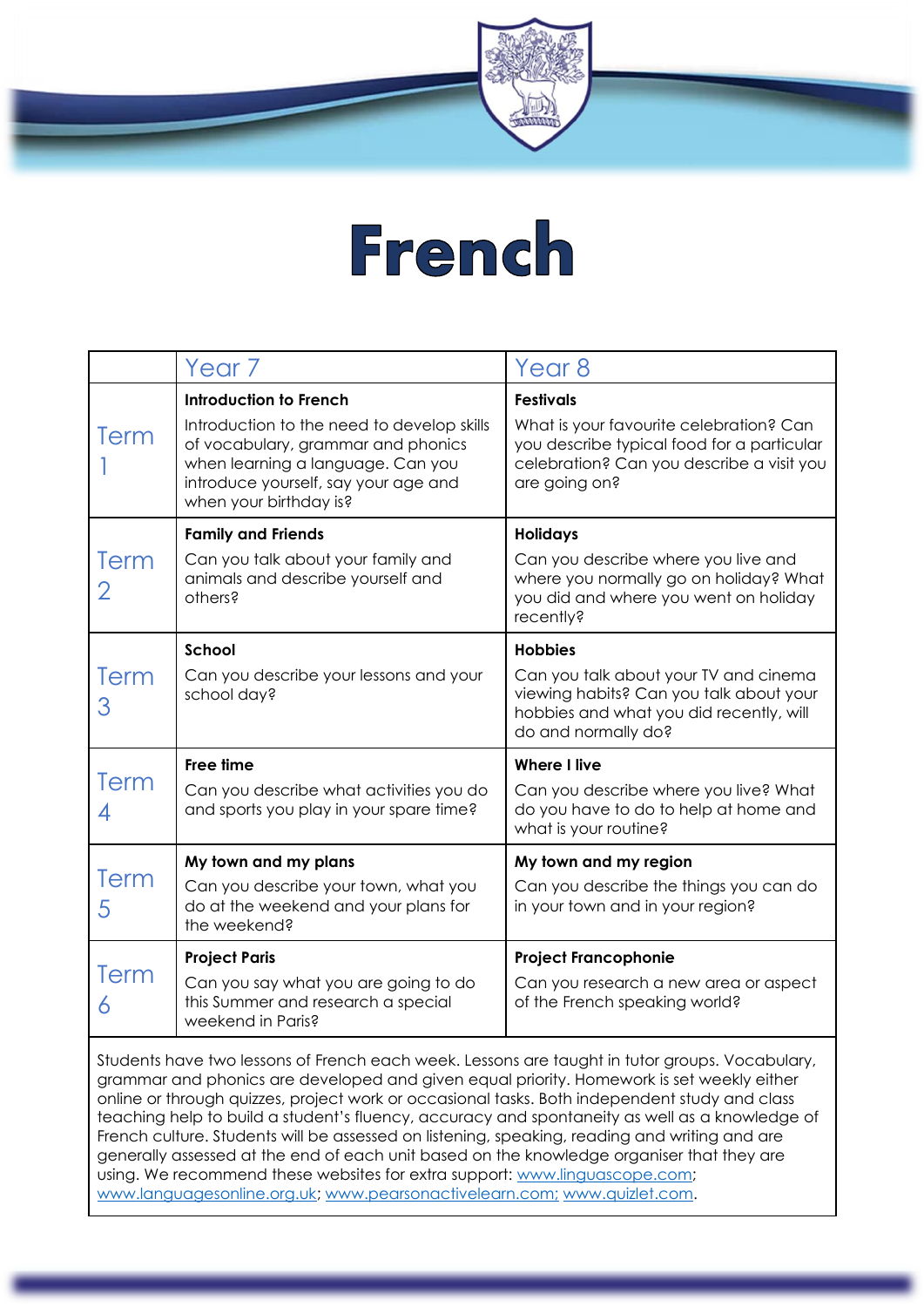# French

| | Year 7 | Year 8 |
|---|---|---|
| Term 1 | **Introduction to French**<br>Introduction to the need to develop skills of vocabulary, grammar and phonics when learning a language. Can you introduce yourself, say your age and when your birthday is? | **Festivals**<br>What is your favourite celebration? Can you describe typical food for a particular celebration? Can you describe a visit you are going on? |
| Term 2 | **Family and Friends**<br>Can you talk about your family and animals and describe yourself and others? | **Holidays**<br>Can you describe where you live and where you normally go on holiday? What you did and where you went on holiday recently? |
| Term 3 | **School**<br>Can you describe your lessons and your school day? | **Hobbies**<br>Can you talk about your TV and cinema viewing habits? Can you talk about your hobbies and what you did recently, will do and normally do? |
| Term 4 | **Free time**<br>Can you describe what activities you do and sports you play in your spare time? | **Where I live**<br>Can you describe where you live? What do you have to do to help at home and what is your routine? |
| Term 5 | **My town and my plans**<br>Can you describe your town, what you do at the weekend and your plans for the weekend? | **My town and my region**<br>Can you describe the things you can do in your town and in your region? |
| Term 6 | **Project Paris**<br>Can you say what you are going to do this Summer and research a special weekend in Paris? | **Project Francophonie**<br>Can you research a new area or aspect of the French speaking world? |

Students have two lessons of French each week. Lessons are taught in tutor groups. Vocabulary, grammar and phonics are developed and given equal priority. Homework is set weekly either online or through quizzes, project work or occasional tasks. Both independent study and class teaching help to build a student's fluency, accuracy and spontaneity as well as a knowledge of French culture. Students will be assessed on listening, speaking, reading and writing and are generally assessed at the end of each unit based on the knowledge organiser that they are using. We recommend these websites for extra support: www.linguascope.com; www.languagesonline.org.uk; www.pearsonactivelearn.com; www.quizlet.com.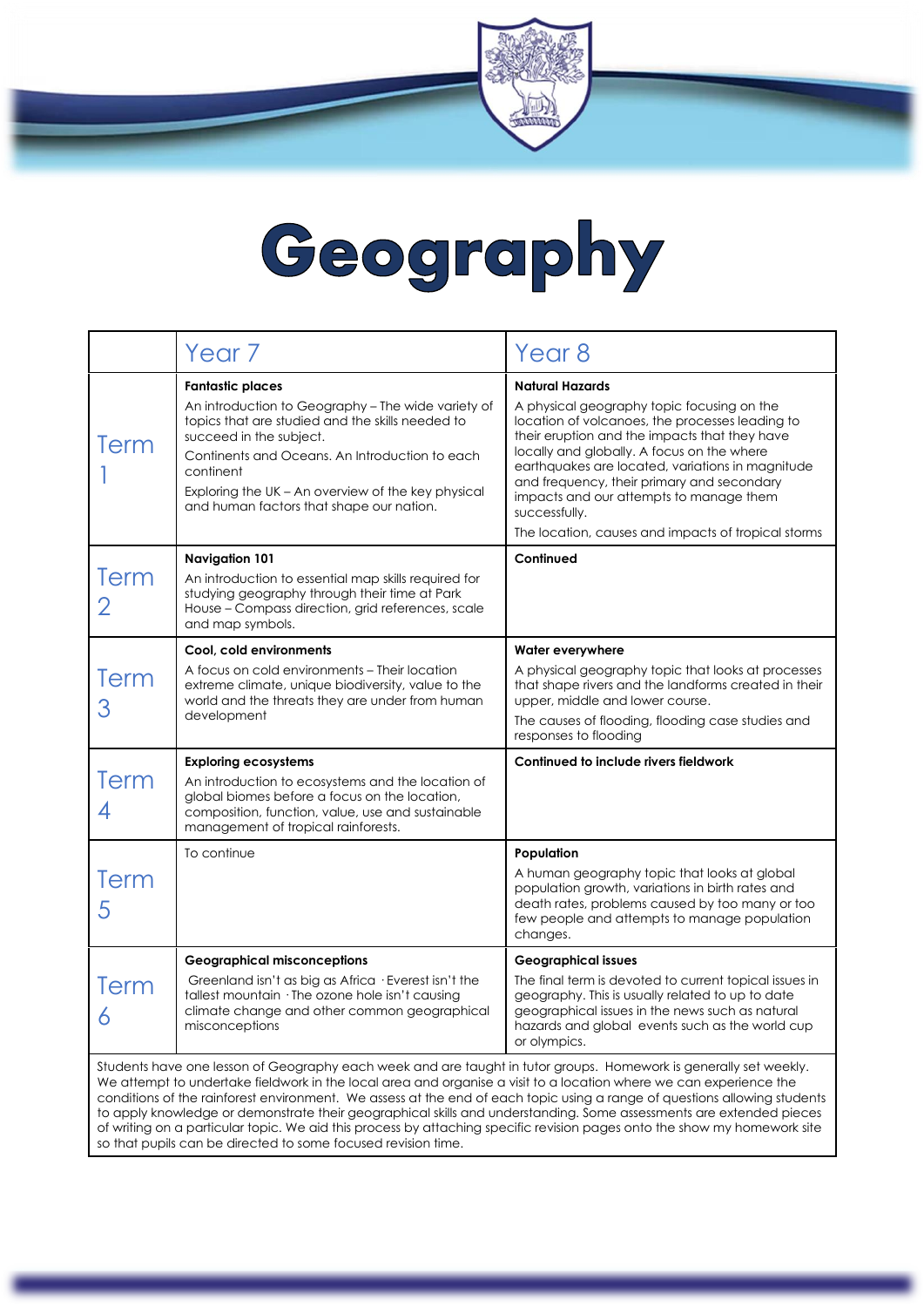# Geography

| | Year 7 | Year 8 |
|---|---|---|
| Term 1 | **Fantastic places**<br>An introduction to Geography – The wide variety of topics that are studied and the skills needed to succeed in the subject.<br>Continents and Oceans. An Introduction to each continent<br>Exploring the UK – An overview of the key physical and human factors that shape our nation. | **Natural Hazards**<br>A physical geography topic focusing on the location of volcanoes, the processes leading to their eruption and the impacts that they have locally and globally. A focus on the where earthquakes are located, variations in magnitude and frequency, their primary and secondary impacts and our attempts to manage them successfully.<br>The location, causes and impacts of tropical storms |
| Term 2 | **Navigation 101**<br>An introduction to essential map skills required for studying geography through their time at Park House – Compass direction, grid references, scale and map symbols. | **Continued** |
| Term 3 | **Cool, cold environments**<br>A focus on cold environments – Their location extreme climate, unique biodiversity, value to the world and the threats they are under from human development | **Water everywhere**<br>A physical geography topic that looks at processes that shape rivers and the landforms created in their upper, middle and lower course.<br>The causes of flooding, flooding case studies and responses to flooding |
| Term 4 | **Exploring ecosystems**<br>An introduction to ecosystems and the location of global biomes before a focus on the location, composition, function, value, use and sustainable management of tropical rainforests. | **Continued to include rivers fieldwork** |
| Term 5 | To continue | **Population**<br>A human geography topic that looks at global population growth, variations in birth rates and death rates, problems caused by too many or too few people and attempts to manage population changes. |
| Term 6 | **Geographical misconceptions**<br>Greenland isn't as big as Africa · Everest isn't the tallest mountain · The ozone hole isn't causing climate change and other common geographical misconceptions | **Geographical issues**<br>The final term is devoted to current topical issues in geography. This is usually related to up to date geographical issues in the news such as natural hazards and global events such as the world cup or olympics. |

Students have one lesson of Geography each week and are taught in tutor groups. Homework is generally set weekly. We attempt to undertake fieldwork in the local area and organise a visit to a location where we can experience the conditions of the rainforest environment. We assess at the end of each topic using a range of questions allowing students to apply knowledge or demonstrate their geographical skills and understanding. Some assessments are extended pieces of writing on a particular topic. We aid this process by attaching specific revision pages onto the show my homework site so that pupils can be directed to some focused revision time.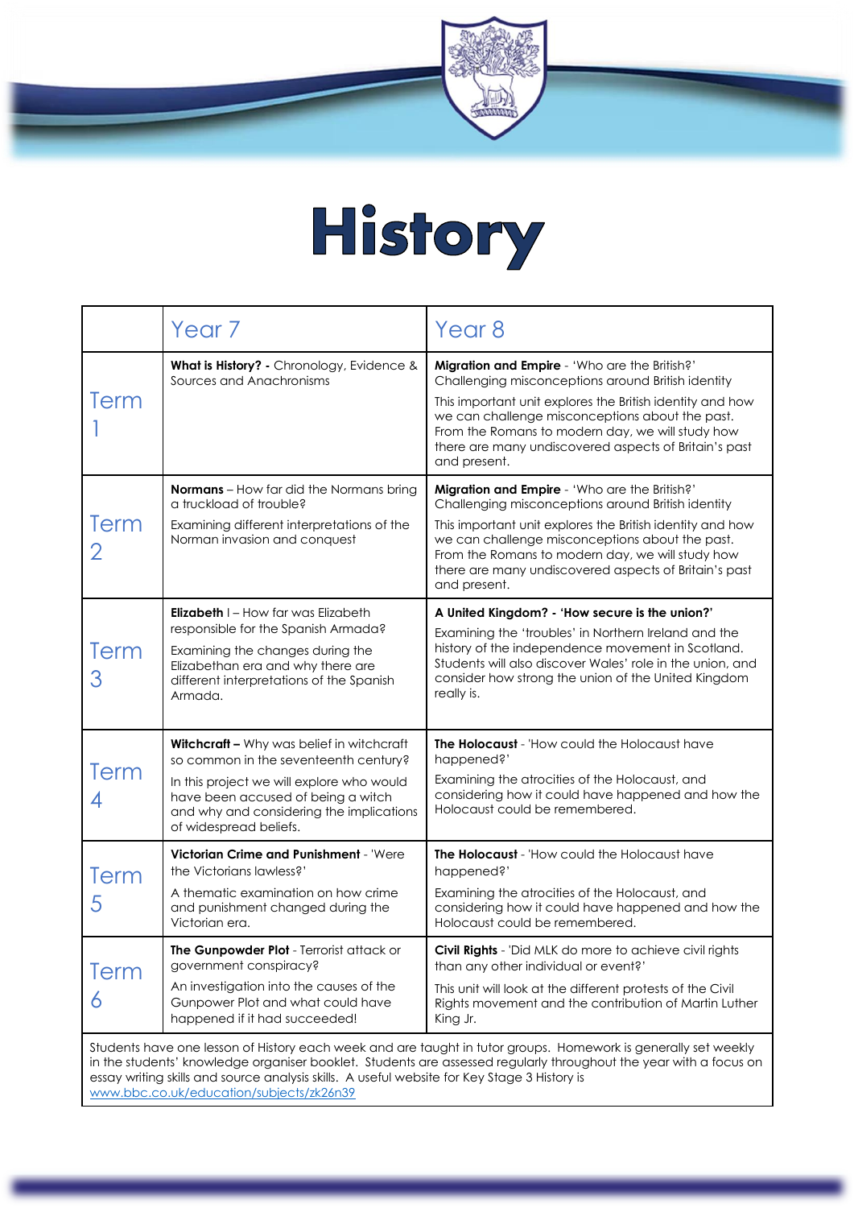# History

| | Year 7 | Year 8 |
|---|---|---|
| Term 1 | **What is History?** - Chronology, Evidence & Sources and Anachronisms | **Migration and Empire** - 'Who are the British?' Challenging misconceptions around British identity<br><br>This important unit explores the British identity and how we can challenge misconceptions about the past. From the Romans to modern day, we will study how there are many undiscovered aspects of Britain's past and present. |
| Term 2 | **Normans** – How far did the Normans bring a truckload of trouble?<br><br>Examining different interpretations of the Norman invasion and conquest | **Migration and Empire** - 'Who are the British?' Challenging misconceptions around British identity<br><br>This important unit explores the British identity and how we can challenge misconceptions about the past. From the Romans to modern day, we will study how there are many undiscovered aspects of Britain's past and present. |
| Term 3 | **Elizabeth** I – How far was Elizabeth responsible for the Spanish Armada?<br><br>Examining the changes during the Elizabethan era and why there are different interpretations of the Spanish Armada. | **A United Kingdom? - 'How secure is the union?'**<br><br>Examining the 'troubles' in Northern Ireland and the history of the independence movement in Scotland. Students will also discover Wales' role in the union, and consider how strong the union of the United Kingdom really is. |
| Term 4 | **Witchcraft –** Why was belief in witchcraft so common in the seventeenth century?<br><br>In this project we will explore who would have been accused of being a witch and why and considering the implications of widespread beliefs. | **The Holocaust** - 'How could the Holocaust have happened?'<br><br>Examining the atrocities of the Holocaust, and considering how it could have happened and how the Holocaust could be remembered. |
| Term 5 | **Victorian Crime and Punishment** - 'Were the Victorians lawless?'<br><br>A thematic examination on how crime and punishment changed during the Victorian era. | **The Holocaust** - 'How could the Holocaust have happened?'<br><br>Examining the atrocities of the Holocaust, and considering how it could have happened and how the Holocaust could be remembered. |
| Term 6 | **The Gunpowder Plot** - Terrorist attack or government conspiracy?<br><br>An investigation into the causes of the Gunpower Plot and what could have happened if it had succeeded! | **Civil Rights** - 'Did MLK do more to achieve civil rights than any other individual or event?'<br><br>This unit will look at the different protests of the Civil Rights movement and the contribution of Martin Luther King Jr. |

Students have one lesson of History each week and are taught in tutor groups. Homework is generally set weekly in the students' knowledge organiser booklet. Students are assessed regularly throughout the year with a focus on essay writing skills and source analysis skills. A useful website for Key Stage 3 History is www.bbc.co.uk/education/subjects/zk26n39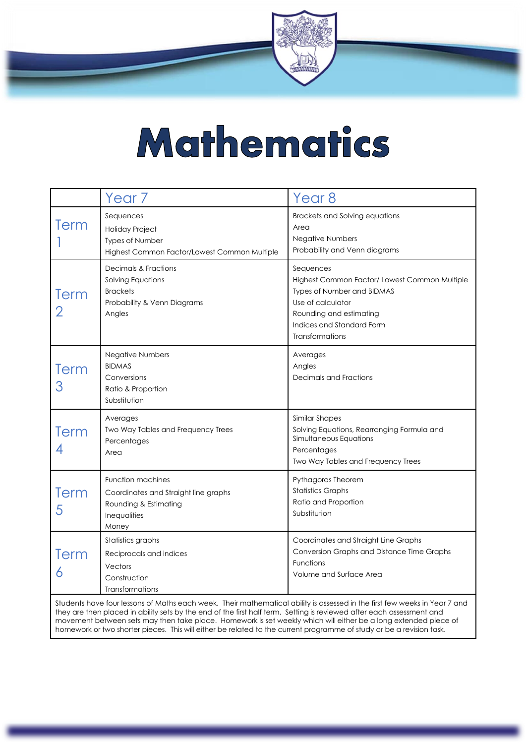# Mathematics

| | Year 7 | Year 8 |
|---|---|---|
| Term 1 | Sequences<br>Holiday Project<br>Types of Number<br>Highest Common Factor/Lowest Common Multiple | Brackets and Solving equations<br>Area<br>Negative Numbers<br>Probability and Venn diagrams |
| Term 2 | Decimals & Fractions<br>Solving Equations<br>Brackets<br>Probability & Venn Diagrams<br>Angles | Sequences<br>Highest Common Factor/ Lowest Common Multiple<br>Types of Number and BIDMAS<br>Use of calculator<br>Rounding and estimating<br>Indices and Standard Form<br>Transformations |
| Term 3 | Negative Numbers<br>BIDMAS<br>Conversions<br>Ratio & Proportion<br>Substitution | Averages<br>Angles<br>Decimals and Fractions |
| Term 4 | Averages<br>Two Way Tables and Frequency Trees<br>Percentages<br>Area | Similar Shapes<br>Solving Equations, Rearranging Formula and Simultaneous Equations<br>Percentages<br>Two Way Tables and Frequency Trees |
| Term 5 | Function machines<br>Coordinates and Straight line graphs<br>Rounding & Estimating<br>Inequalities<br>Money | Pythagoras Theorem<br>Statistics Graphs<br>Ratio and Proportion<br>Substitution |
| Term 6 | Statistics graphs<br>Reciprocals and indices<br>Vectors<br>Construction<br>Transformations | Coordinates and Straight Line Graphs<br>Conversion Graphs and Distance Time Graphs<br>Functions<br>Volume and Surface Area |

Students have four lessons of Maths each week. Their mathematical ability is assessed in the first few weeks in Year 7 and they are then placed in ability sets by the end of the first half term. Setting is reviewed after each assessment and movement between sets may then take place. Homework is set weekly which will either be a long extended piece of homework or two shorter pieces. This will either be related to the current programme of study or be a revision task.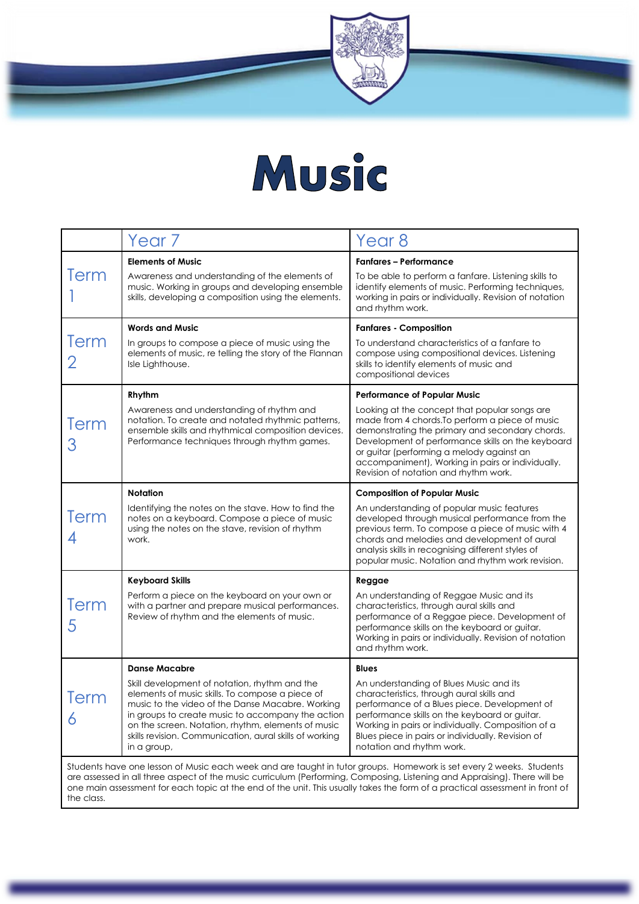# Music

| | Year 7 | Year 8 |
|---|---|---|
| Term 1 | **Elements of Music**<br>Awareness and understanding of the elements of music. Working in groups and developing ensemble skills, developing a composition using the elements. | **Fanfares – Performance**<br>To be able to perform a fanfare. Listening skills to identify elements of music. Performing techniques, working in pairs or individually. Revision of notation and rhythm work. |
| Term 2 | **Words and Music**<br>In groups to compose a piece of music using the elements of music, re telling the story of the Flannan Isle Lighthouse. | **Fanfares - Composition**<br>To understand characteristics of a fanfare to compose using compositional devices. Listening skills to identify elements of music and compositional devices |
| Term 3 | **Rhythm**<br>Awareness and understanding of rhythm and notation. To create and notated rhythmic patterns, ensemble skills and rhythmical composition devices. Performance techniques through rhythm games. | **Performance of Popular Music**<br>Looking at the concept that popular songs are made from 4 chords.To perform a piece of music demonstrating the primary and secondary chords. Development of performance skills on the keyboard or guitar (performing a melody against an accompaniment), Working in pairs or individually. Revision of notation and rhythm work. |
| Term 4 | **Notation**<br>Identifying the notes on the stave. How to find the notes on a keyboard. Compose a piece of music using the notes on the stave, revision of rhythm work. | **Composition of Popular Music**<br>An understanding of popular music features developed through musical performance from the previous term. To compose a piece of music with 4 chords and melodies and development of aural analysis skills in recognising different styles of popular music. Notation and rhythm work revision. |
| Term 5 | **Keyboard Skills**<br>Perform a piece on the keyboard on your own or with a partner and prepare musical performances. Review of rhythm and the elements of music. | **Reggae**<br>An understanding of Reggae Music and its characteristics, through aural skills and performance of a Reggae piece. Development of performance skills on the keyboard or guitar. Working in pairs or individually. Revision of notation and rhythm work. |
| Term 6 | **Danse Macabre**<br>Skill development of notation, rhythm and the elements of music skills. To compose a piece of music to the video of the Danse Macabre. Working in groups to create music to accompany the action on the screen. Notation, rhythm, elements of music skills revision. Communication, aural skills of working in a group, | **Blues**<br>An understanding of Blues Music and its characteristics, through aural skills and performance of a Blues piece. Development of performance skills on the keyboard or guitar. Working in pairs or individually. Composition of a Blues piece in pairs or individually. Revision of notation and rhythm work. |

Students have one lesson of Music each week and are taught in tutor groups. Homework is set every 2 weeks. Students are assessed in all three aspect of the music curriculum (Performing, Composing, Listening and Appraising). There will be one main assessment for each topic at the end of the unit. This usually takes the form of a practical assessment in front of the class.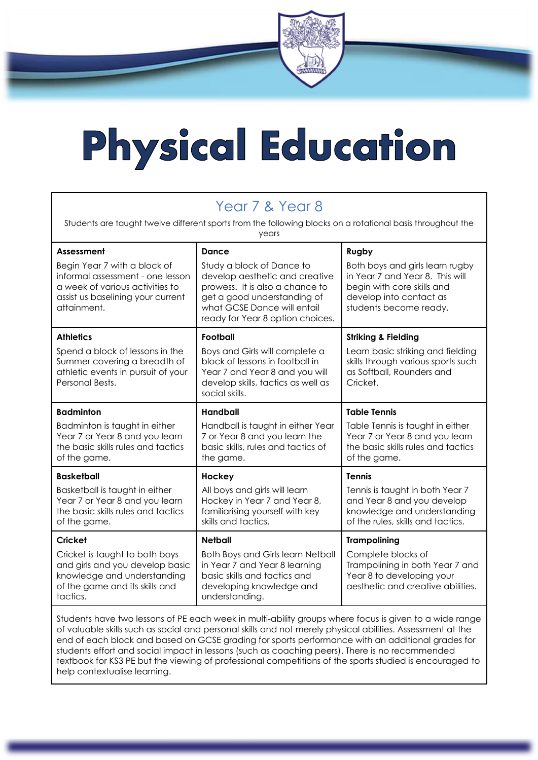# Physical Education

## Year 7 & Year 8

Students are taught twelve different sports from the following blocks on a rotational basis throughout the years

| **Assessment** | **Dance** | **Rugby** |
|---|---|---|
| Begin Year 7 with a block of informal assessment - one lesson a week of various activities to assist us baselining your current attainment. | Study a block of Dance to develop aesthetic and creative prowess. It is also a chance to get a good understanding of what GCSE Dance will entail ready for Year 8 option choices. | Both boys and girls learn rugby in Year 7 and Year 8. This will begin with core skills and develop into contact as students become ready. |
| **Athletics** | **Football** | **Striking & Fielding** |
| Spend a block of lessons in the Summer covering a breadth of athletic events in pursuit of your Personal Bests. | Boys and Girls will complete a block of lessons in football in Year 7 and Year 8 and you will develop skills, tactics as well as social skills. | Learn basic striking and fielding skills through various sports such as Softball, Rounders and Cricket. |
| **Badminton** | **Handball** | **Table Tennis** |
| Badminton is taught in either Year 7 or Year 8 and you learn the basic skills rules and tactics of the game. | Handball is taught in either Year 7 or Year 8 and you learn the basic skills, rules and tactics of the game. | Table Tennis is taught in either Year 7 or Year 8 and you learn the basic skills rules and tactics of the game. |
| **Basketball** | **Hockey** | **Tennis** |
| Basketball is taught in either Year 7 or Year 8 and you learn the basic skills rules and tactics of the game. | All boys and girls will learn Hockey in Year 7 and Year 8, familiarising yourself with key skills and tactics. | Tennis is taught in both Year 7 and Year 8 and you develop knowledge and understanding of the rules, skills and tactics. |
| **Cricket** | **Netball** | **Trampolining** |
| Cricket is taught to both boys and girls and you develop basic knowledge and understanding of the game and its skills and tactics. | Both Boys and Girls learn Netball in Year 7 and Year 8 learning basic skills and tactics and developing knowledge and understanding. | Complete blocks of Trampolining in both Year 7 and Year 8 to developing your aesthetic and creative abilities. |

Students have two lessons of PE each week in multi-ability groups where focus is given to a wide range of valuable skills such as social and personal skills and not merely physical abilities. Assessment at the end of each block and based on GCSE grading for sports performance with an additional grades for students effort and social impact in lessons (such as coaching peers). There is no recommended textbook for KS3 PE but the viewing of professional competitions of the sports studied is encouraged to help contextualise learning.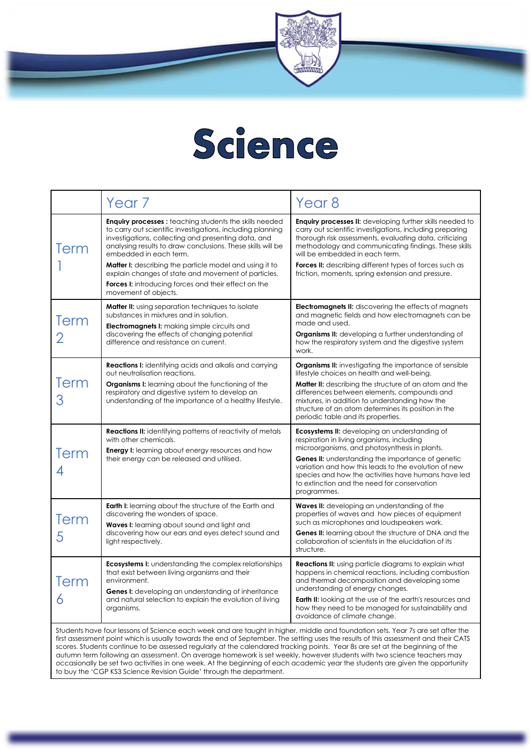# Science

| | Year 7 | Year 8 |
|---|---|---|
| Term 1 | **Enquiry processes :** teaching students the skills needed to carry out scientific investigations, including planning investigations, collecting and presenting data, and analysing results to draw conclusions. These skills will be embedded in each term. **Matter I:** describing the particle model and using it to explain changes of state and movement of particles. **Forces I:** introducing forces and their effect on the movement of objects. | **Enquiry processes II:** developing further skills needed to carry out scientific investigations, including preparing thorough risk assessments, evaluating data, criticizing methodology and communicating findings. These skills will be embedded in each term. **Forces II:** describing different types of forces such as friction, moments, spring extension and pressure. |
| Term 2 | **Matter II:** using separation techniques to isolate substances in mixtures and in solution. **Electromagnets I:** making simple circuits and discovering the effects of changing potential difference and resistance on current. | **Electromagnets II:** discovering the effects of magnets and magnetic fields and how electromagnets can be made and used. **Organisms II:** developing a further understanding of how the respiratory system and the digestive system work. |
| Term 3 | **Reactions I:** identifying acids and alkalis and carrying out neutralisation reactions. **Organisms I:** learning about the functioning of the respiratory and digestive system to develop an understanding of the importance of a healthy lifestyle. | **Organisms II:** investigating the importance of sensible lifestyle choices on health and well-being. **Matter II:** describing the structure of an atom and the differences between elements, compounds and mixtures, in addition to understanding how the structure of an atom determines its position in the periodic table and its properties. |
| Term 4 | **Reactions II:** identifying patterns of reactivity of metals with other chemicals. **Energy I:** learning about energy resources and how their energy can be released and utilised. | **Ecosystems II:** developing an understanding of respiration in living organisms, including microorganisms, and photosynthesis in plants. **Genes II:** understanding the importance of genetic variation and how this leads to the evolution of new species and how the activities have humans have led to extinction and the need for conservation programmes. |
| Term 5 | **Earth I:** learning about the structure of the Earth and discovering the wonders of space. **Waves I:** learning about sound and light and discovering how our ears and eyes detect sound and light respectively. | **Waves II:** developing an understanding of the properties of waves and how pieces of equipment such as microphones and loudspeakers work. **Genes II:** learning about the structure of DNA and the collaboration of scientists in the elucidation of its structure. |
| Term 6 | **Ecosystems I:** understanding the complex relationships that exist between living organisms and their environment. **Genes I:** developing an understanding of inheritance and natural selection to explain the evolution of living organisms. | **Reactions II:** using particle diagrams to explain what happens in chemical reactions, including combustion and thermal decomposition and developing some understanding of energy changes. **Earth II:** looking at the use of the earth's resources and how they need to be managed for sustainability and avoidance of climate change. |

Students have four lessons of Science each week and are taught in higher, middle and foundation sets. Year 7s are set after the first assessment point which is usually towards the end of September. The setting uses the results of this assessment and their CATS scores. Students continue to be assessed regularly at the calendared tracking points. Year 8s are set at the beginning of the autumn term following an assessment. On average homework is set weekly, however students with two science teachers may occasionally be set two activities in one week. At the beginning of each academic year the students are given the opportunity to buy the 'CGP KS3 Science Revision Guide' through the department.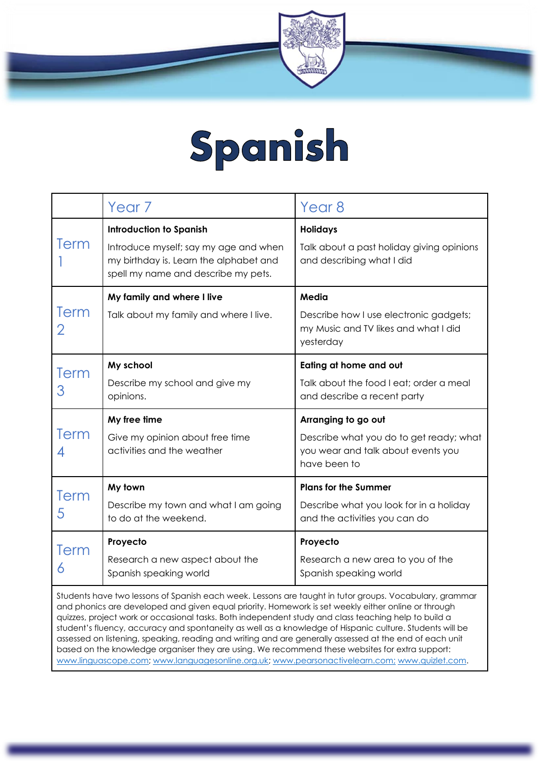# Spanish

| | Year 7 | Year 8 |
|---|---|---|
| Term 1 | **Introduction to Spanish**<br>Introduce myself; say my age and when my birthday is. Learn the alphabet and spell my name and describe my pets. | **Holidays**<br>Talk about a past holiday giving opinions and describing what I did |
| Term 2 | **My family and where I live**<br>Talk about my family and where I live. | **Media**<br>Describe how I use electronic gadgets; my Music and TV likes and what I did yesterday |
| Term 3 | **My school**<br>Describe my school and give my opinions. | **Eating at home and out**<br>Talk about the food I eat; order a meal and describe a recent party |
| Term 4 | **My free time**<br>Give my opinion about free time activities and the weather | **Arranging to go out**<br>Describe what you do to get ready; what you wear and talk about events you have been to |
| Term 5 | **My town**<br>Describe my town and what I am going to do at the weekend. | **Plans for the Summer**<br>Describe what you look for in a holiday and the activities you can do |
| Term 6 | **Proyecto**<br>Research a new aspect about the Spanish speaking world | **Proyecto**<br>Research a new area to you of the Spanish speaking world |

Students have two lessons of Spanish each week. Lessons are taught in tutor groups. Vocabulary, grammar and phonics are developed and given equal priority. Homework is set weekly either online or through quizzes, project work or occasional tasks. Both independent study and class teaching help to build a student's fluency, accuracy and spontaneity as well as a knowledge of Hispanic culture. Students will be assessed on listening, speaking, reading and writing and are generally assessed at the end of each unit based on the knowledge organiser they are using. We recommend these websites for extra support: www.linguascope.com; www.languagesonline.org.uk; www.pearsonactivelearn.com; www.quizlet.com.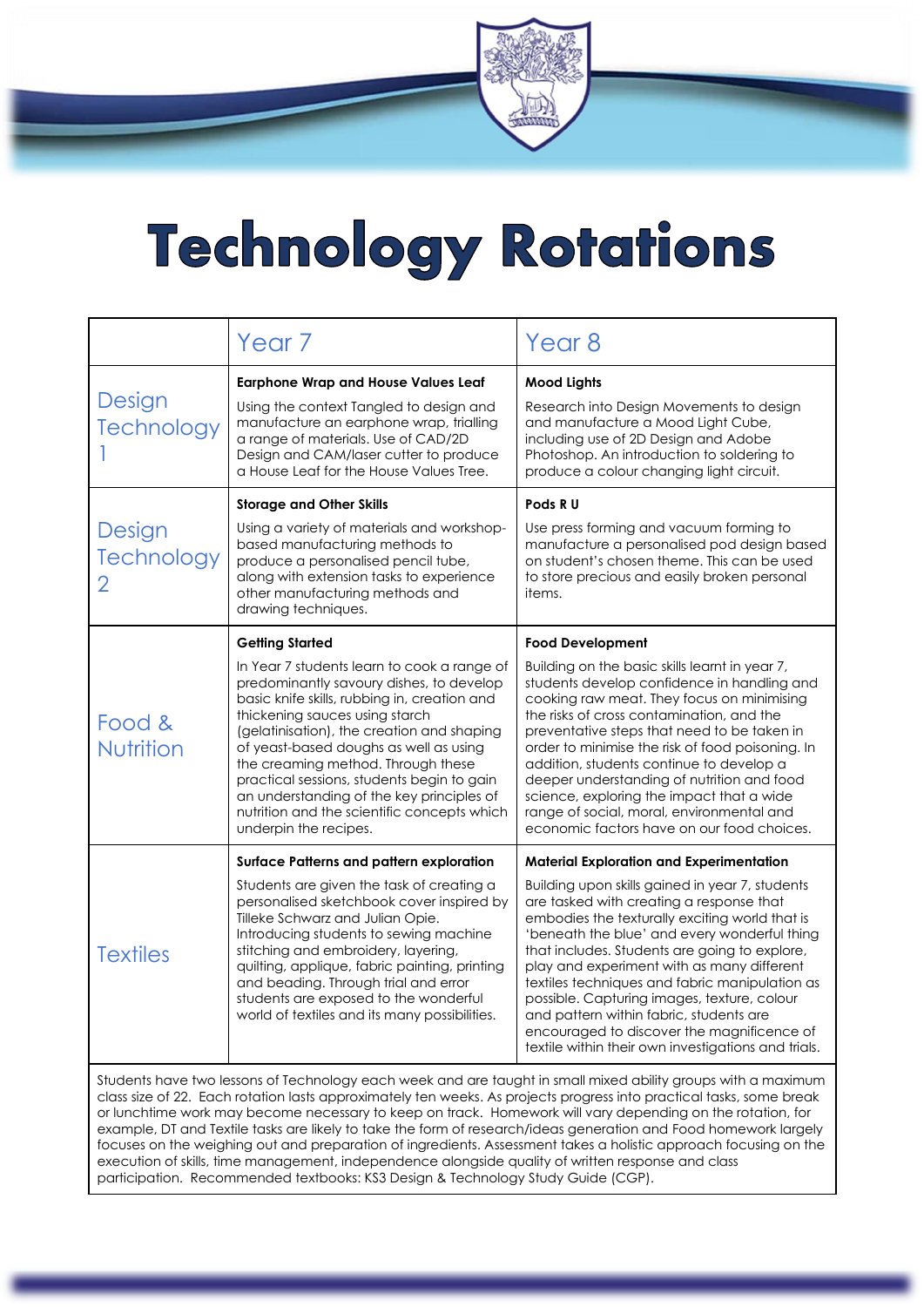# Technology Rotations

| | Year 7 | Year 8 |
|---|---|---|
| Design Technology 1 | **Earphone Wrap and House Values Leaf**<br><br>Using the context Tangled to design and manufacture an earphone wrap, trialling a range of materials. Use of CAD/2D Design and CAM/laser cutter to produce a House Leaf for the House Values Tree. | **Mood Lights**<br><br>Research into Design Movements to design and manufacture a Mood Light Cube, including use of 2D Design and Adobe Photoshop. An introduction to soldering to produce a colour changing light circuit. |
| Design Technology 2 | **Storage and Other Skills**<br><br>Using a variety of materials and workshop-based manufacturing methods to produce a personalised pencil tube, along with extension tasks to experience other manufacturing methods and drawing techniques. | **Pods R U**<br><br>Use press forming and vacuum forming to manufacture a personalised pod design based on student's chosen theme. This can be used to store precious and easily broken personal items. |
| Food & Nutrition | **Getting Started**<br><br>In Year 7 students learn to cook a range of predominantly savoury dishes, to develop basic knife skills, rubbing in, creation and thickening sauces using starch (gelatinisation), the creation and shaping of yeast-based doughs as well as using the creaming method. Through these practical sessions, students begin to gain an understanding of the key principles of nutrition and the scientific concepts which underpin the recipes. | **Food Development**<br><br>Building on the basic skills learnt in year 7, students develop confidence in handling and cooking raw meat. They focus on minimising the risks of cross contamination, and the preventative steps that need to be taken in order to minimise the risk of food poisoning. In addition, students continue to develop a deeper understanding of nutrition and food science, exploring the impact that a wide range of social, moral, environmental and economic factors have on our food choices. |
| Textiles | **Surface Patterns and pattern exploration**<br><br>Students are given the task of creating a personalised sketchbook cover inspired by Tilleke Schwarz and Julian Opie. Introducing students to sewing machine stitching and embroidery, layering, quilting, applique, fabric painting, printing and beading. Through trial and error students are exposed to the wonderful world of textiles and its many possibilities. | **Material Exploration and Experimentation**<br><br>Building upon skills gained in year 7, students are tasked with creating a response that embodies the texturally exciting world that is 'beneath the blue' and every wonderful thing that includes. Students are going to explore, play and experiment with as many different textiles techniques and fabric manipulation as possible. Capturing images, texture, colour and pattern within fabric, students are encouraged to discover the magnificence of textile within their own investigations and trials. |

Students have two lessons of Technology each week and are taught in small mixed ability groups with a maximum class size of 22. Each rotation lasts approximately ten weeks. As projects progress into practical tasks, some break or lunchtime work may become necessary to keep on track. Homework will vary depending on the rotation, for example, DT and Textile tasks are likely to take the form of research/ideas generation and Food homework largely focuses on the weighing out and preparation of ingredients. Assessment takes a holistic approach focusing on the execution of skills, time management, independence alongside quality of written response and class participation. Recommended textbooks: KS3 Design & Technology Study Guide (CGP).